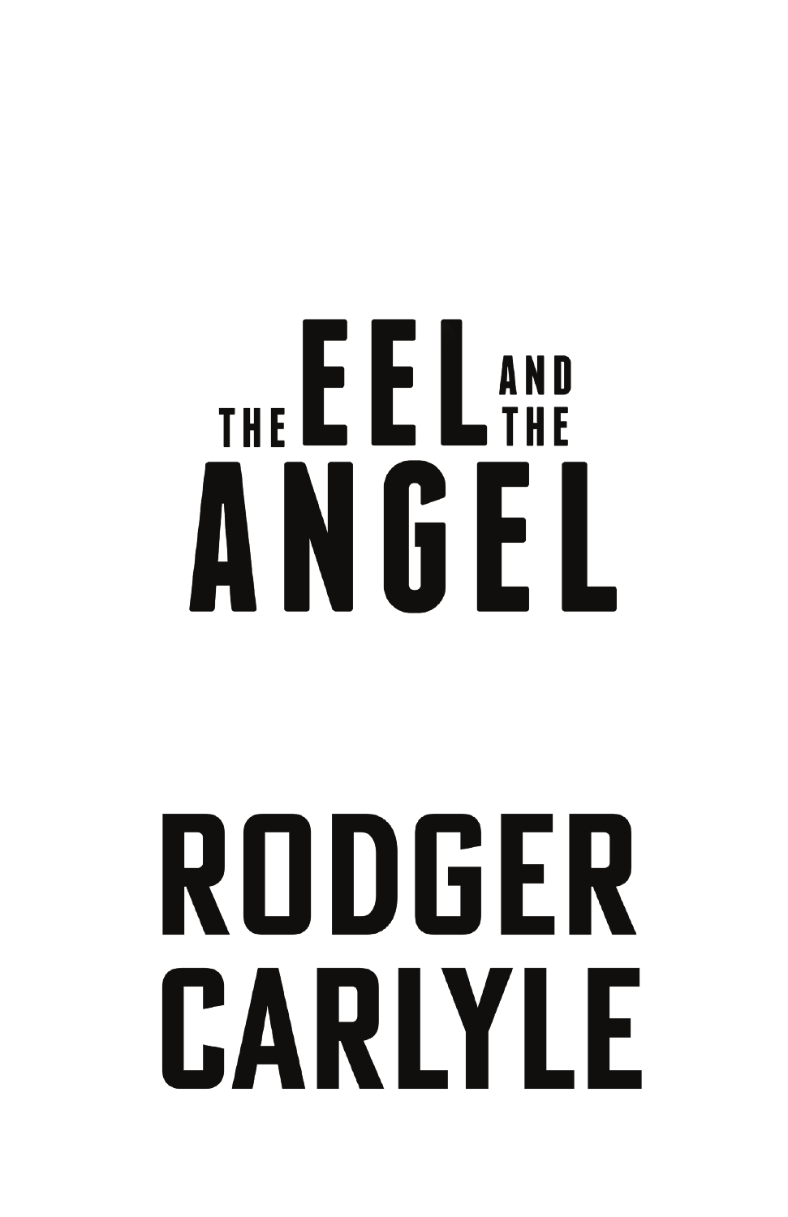# THE EEL AND THE ANGEL

## RODGER CARLYLE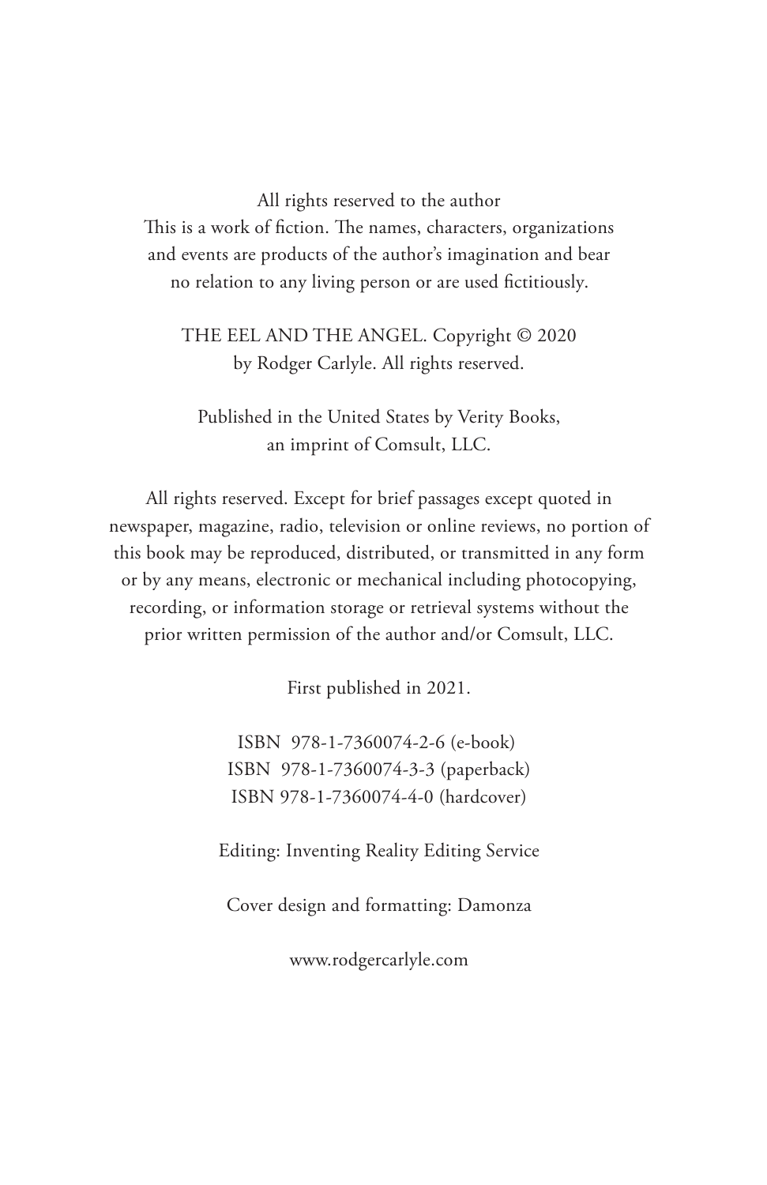All rights reserved to the author
This is a work of fiction. The names, characters, organizations and events are products of the author's imagination and bear no relation to any living person or are used fictitiously.

THE EEL AND THE ANGEL. Copyright © 2020 by Rodger Carlyle. All rights reserved.

Published in the United States by Verity Books, an imprint of Comsult, LLC.

All rights reserved. Except for brief passages except quoted in newspaper, magazine, radio, television or online reviews, no portion of this book may be reproduced, distributed, or transmitted in any form or by any means, electronic or mechanical including photocopying, recording, or information storage or retrieval systems without the prior written permission of the author and/or Comsult, LLC.

First published in 2021.

ISBN 978-1-7360074-2-6 (e-book)
ISBN 978-1-7360074-3-3 (paperback)
ISBN 978-1-7360074-4-0 (hardcover)

Editing: Inventing Reality Editing Service

Cover design and formatting: Damonza

www.rodgercarlyle.com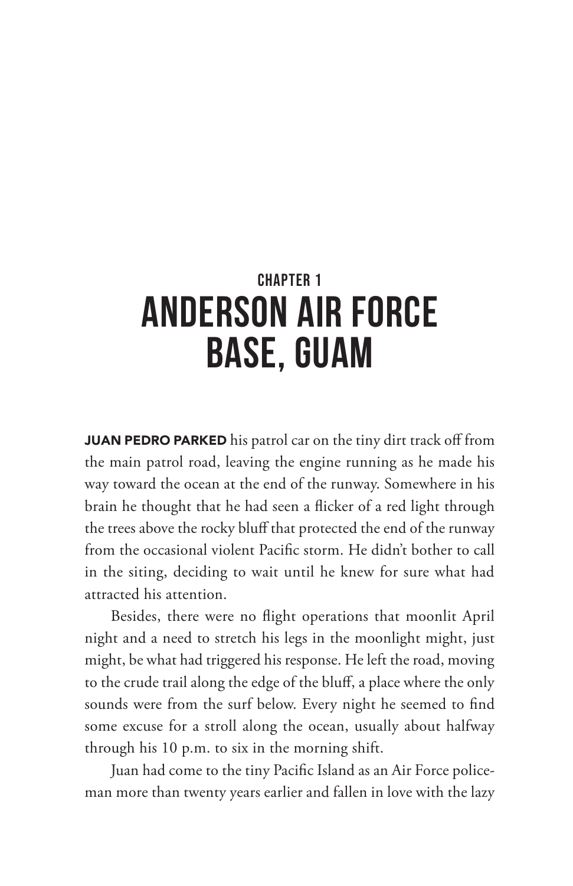## CHAPTER 1

# ANDERSON AIR FORCE BASE, GUAM

**JUAN PEDRO PARKED** his patrol car on the tiny dirt track off from the main patrol road, leaving the engine running as he made his way toward the ocean at the end of the runway. Somewhere in his brain he thought that he had seen a flicker of a red light through the trees above the rocky bluff that protected the end of the runway from the occasional violent Pacific storm. He didn't bother to call in the siting, deciding to wait until he knew for sure what had attracted his attention.

Besides, there were no flight operations that moonlit April night and a need to stretch his legs in the moonlight might, just might, be what had triggered his response. He left the road, moving to the crude trail along the edge of the bluff, a place where the only sounds were from the surf below. Every night he seemed to find some excuse for a stroll along the ocean, usually about halfway through his 10 p.m. to six in the morning shift.

Juan had come to the tiny Pacific Island as an Air Force policeman more than twenty years earlier and fallen in love with the lazy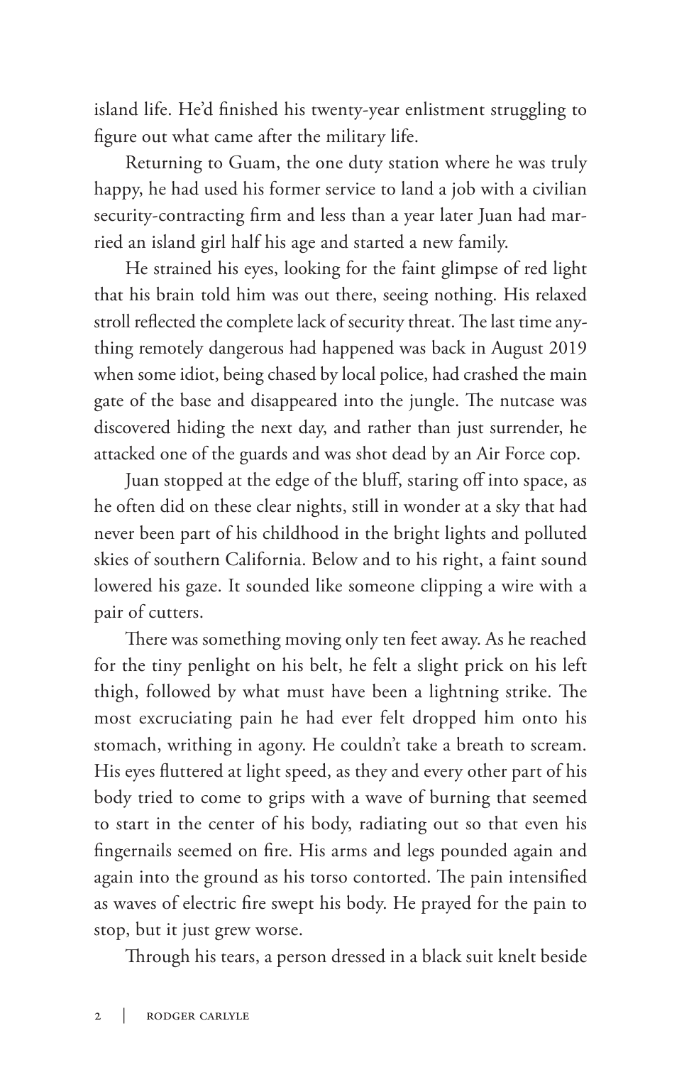island life. He'd finished his twenty-year enlistment struggling to figure out what came after the military life.

Returning to Guam, the one duty station where he was truly happy, he had used his former service to land a job with a civilian security-contracting firm and less than a year later Juan had married an island girl half his age and started a new family.

He strained his eyes, looking for the faint glimpse of red light that his brain told him was out there, seeing nothing. His relaxed stroll reflected the complete lack of security threat. The last time anything remotely dangerous had happened was back in August 2019 when some idiot, being chased by local police, had crashed the main gate of the base and disappeared into the jungle. The nutcase was discovered hiding the next day, and rather than just surrender, he attacked one of the guards and was shot dead by an Air Force cop.

Juan stopped at the edge of the bluff, staring off into space, as he often did on these clear nights, still in wonder at a sky that had never been part of his childhood in the bright lights and polluted skies of southern California. Below and to his right, a faint sound lowered his gaze. It sounded like someone clipping a wire with a pair of cutters.

There was something moving only ten feet away. As he reached for the tiny penlight on his belt, he felt a slight prick on his left thigh, followed by what must have been a lightning strike. The most excruciating pain he had ever felt dropped him onto his stomach, writhing in agony. He couldn't take a breath to scream. His eyes fluttered at light speed, as they and every other part of his body tried to come to grips with a wave of burning that seemed to start in the center of his body, radiating out so that even his fingernails seemed on fire. His arms and legs pounded again and again into the ground as his torso contorted. The pain intensified as waves of electric fire swept his body. He prayed for the pain to stop, but it just grew worse.

Through his tears, a person dressed in a black suit knelt beside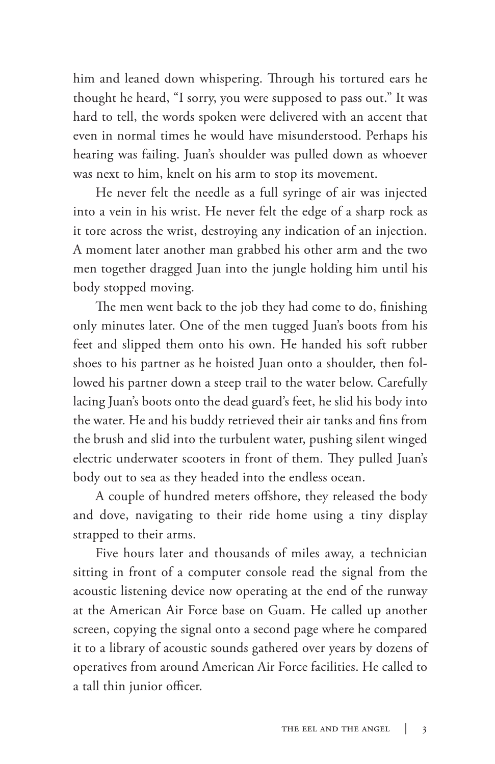him and leaned down whispering. Through his tortured ears he thought he heard, "I sorry, you were supposed to pass out." It was hard to tell, the words spoken were delivered with an accent that even in normal times he would have misunderstood. Perhaps his hearing was failing. Juan's shoulder was pulled down as whoever was next to him, knelt on his arm to stop its movement.

He never felt the needle as a full syringe of air was injected into a vein in his wrist. He never felt the edge of a sharp rock as it tore across the wrist, destroying any indication of an injection. A moment later another man grabbed his other arm and the two men together dragged Juan into the jungle holding him until his body stopped moving.

The men went back to the job they had come to do, finishing only minutes later. One of the men tugged Juan's boots from his feet and slipped them onto his own. He handed his soft rubber shoes to his partner as he hoisted Juan onto a shoulder, then followed his partner down a steep trail to the water below. Carefully lacing Juan's boots onto the dead guard's feet, he slid his body into the water. He and his buddy retrieved their air tanks and fins from the brush and slid into the turbulent water, pushing silent winged electric underwater scooters in front of them. They pulled Juan's body out to sea as they headed into the endless ocean.

A couple of hundred meters offshore, they released the body and dove, navigating to their ride home using a tiny display strapped to their arms.

Five hours later and thousands of miles away, a technician sitting in front of a computer console read the signal from the acoustic listening device now operating at the end of the runway at the American Air Force base on Guam. He called up another screen, copying the signal onto a second page where he compared it to a library of acoustic sounds gathered over years by dozens of operatives from around American Air Force facilities. He called to a tall thin junior officer.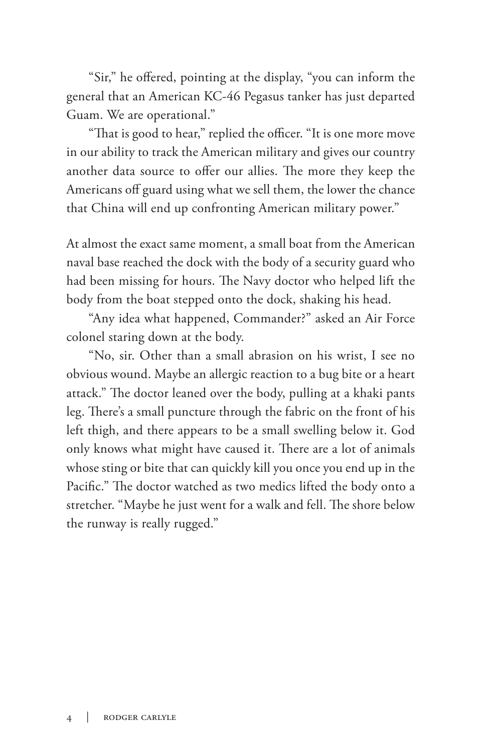"Sir," he offered, pointing at the display, "you can inform the general that an American KC-46 Pegasus tanker has just departed Guam. We are operational."

"That is good to hear," replied the officer. "It is one more move in our ability to track the American military and gives our country another data source to offer our allies. The more they keep the Americans off guard using what we sell them, the lower the chance that China will end up confronting American military power."

At almost the exact same moment, a small boat from the American naval base reached the dock with the body of a security guard who had been missing for hours. The Navy doctor who helped lift the body from the boat stepped onto the dock, shaking his head.

"Any idea what happened, Commander?" asked an Air Force colonel staring down at the body.

"No, sir. Other than a small abrasion on his wrist, I see no obvious wound. Maybe an allergic reaction to a bug bite or a heart attack." The doctor leaned over the body, pulling at a khaki pants leg. There's a small puncture through the fabric on the front of his left thigh, and there appears to be a small swelling below it. God only knows what might have caused it. There are a lot of animals whose sting or bite that can quickly kill you once you end up in the Pacific." The doctor watched as two medics lifted the body onto a stretcher. "Maybe he just went for a walk and fell. The shore below the runway is really rugged."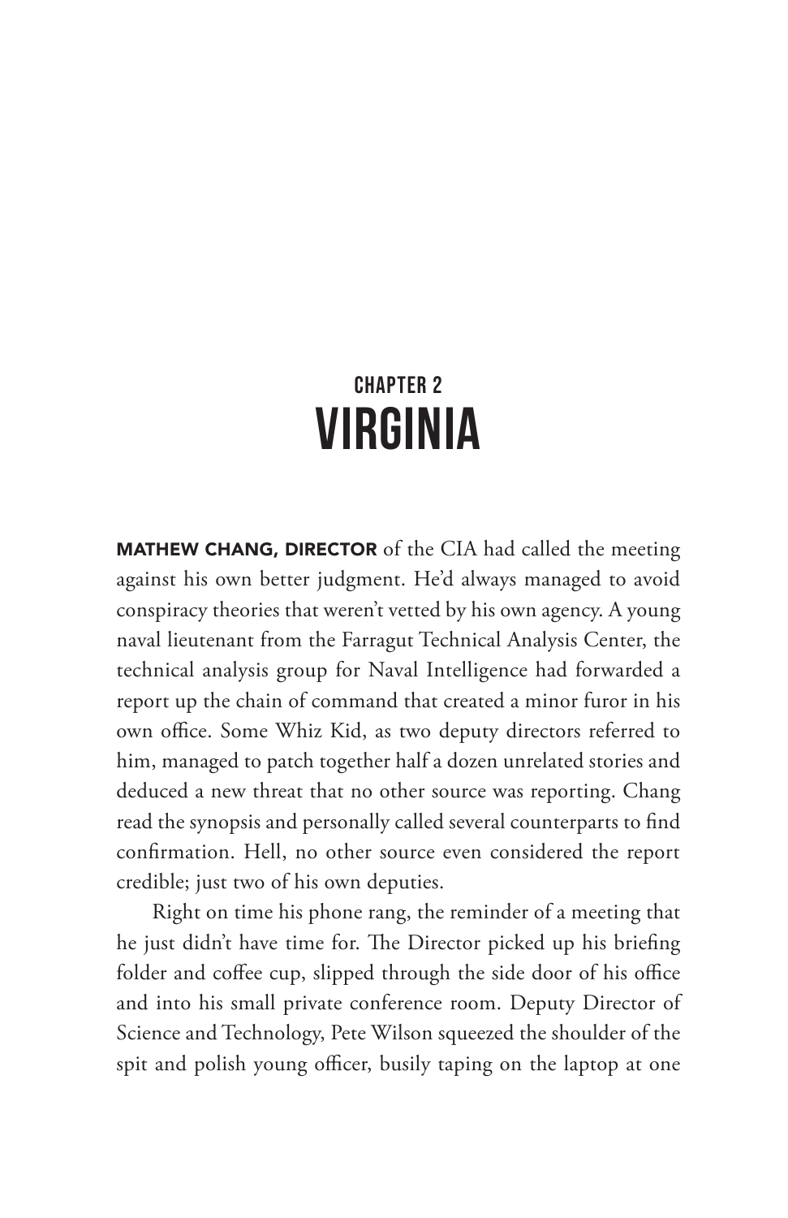## CHAPTER 2
# VIRGINIA

**MATHEW CHANG, DIRECTOR** of the CIA had called the meeting against his own better judgment. He'd always managed to avoid conspiracy theories that weren't vetted by his own agency. A young naval lieutenant from the Farragut Technical Analysis Center, the technical analysis group for Naval Intelligence had forwarded a report up the chain of command that created a minor furor in his own office. Some Whiz Kid, as two deputy directors referred to him, managed to patch together half a dozen unrelated stories and deduced a new threat that no other source was reporting. Chang read the synopsis and personally called several counterparts to find confirmation. Hell, no other source even considered the report credible; just two of his own deputies.

Right on time his phone rang, the reminder of a meeting that he just didn't have time for. The Director picked up his briefing folder and coffee cup, slipped through the side door of his office and into his small private conference room. Deputy Director of Science and Technology, Pete Wilson squeezed the shoulder of the spit and polish young officer, busily taping on the laptop at one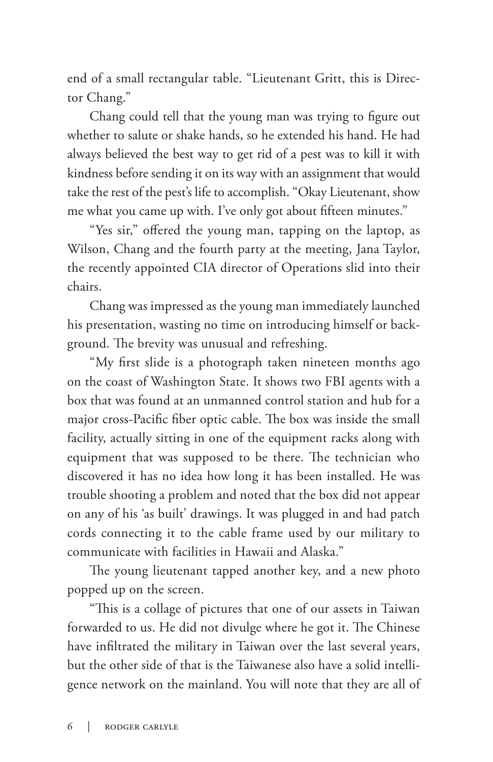end of a small rectangular table. "Lieutenant Gritt, this is Director Chang."

Chang could tell that the young man was trying to figure out whether to salute or shake hands, so he extended his hand. He had always believed the best way to get rid of a pest was to kill it with kindness before sending it on its way with an assignment that would take the rest of the pest's life to accomplish. "Okay Lieutenant, show me what you came up with. I've only got about fifteen minutes."

"Yes sir," offered the young man, tapping on the laptop, as Wilson, Chang and the fourth party at the meeting, Jana Taylor, the recently appointed CIA director of Operations slid into their chairs.

Chang was impressed as the young man immediately launched his presentation, wasting no time on introducing himself or background. The brevity was unusual and refreshing.

"My first slide is a photograph taken nineteen months ago on the coast of Washington State. It shows two FBI agents with a box that was found at an unmanned control station and hub for a major cross-Pacific fiber optic cable. The box was inside the small facility, actually sitting in one of the equipment racks along with equipment that was supposed to be there. The technician who discovered it has no idea how long it has been installed. He was trouble shooting a problem and noted that the box did not appear on any of his 'as built' drawings. It was plugged in and had patch cords connecting it to the cable frame used by our military to communicate with facilities in Hawaii and Alaska."

The young lieutenant tapped another key, and a new photo popped up on the screen.

"This is a collage of pictures that one of our assets in Taiwan forwarded to us. He did not divulge where he got it. The Chinese have infiltrated the military in Taiwan over the last several years, but the other side of that is the Taiwanese also have a solid intelligence network on the mainland. You will note that they are all of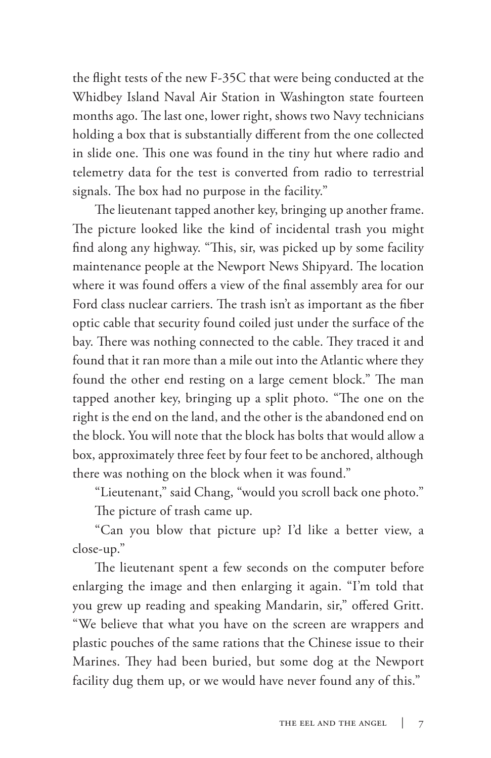the flight tests of the new F-35C that were being conducted at the Whidbey Island Naval Air Station in Washington state fourteen months ago. The last one, lower right, shows two Navy technicians holding a box that is substantially different from the one collected in slide one. This one was found in the tiny hut where radio and telemetry data for the test is converted from radio to terrestrial signals. The box had no purpose in the facility."

The lieutenant tapped another key, bringing up another frame. The picture looked like the kind of incidental trash you might find along any highway. "This, sir, was picked up by some facility maintenance people at the Newport News Shipyard. The location where it was found offers a view of the final assembly area for our Ford class nuclear carriers. The trash isn't as important as the fiber optic cable that security found coiled just under the surface of the bay. There was nothing connected to the cable. They traced it and found that it ran more than a mile out into the Atlantic where they found the other end resting on a large cement block." The man tapped another key, bringing up a split photo. "The one on the right is the end on the land, and the other is the abandoned end on the block. You will note that the block has bolts that would allow a box, approximately three feet by four feet to be anchored, although there was nothing on the block when it was found."

"Lieutenant," said Chang, "would you scroll back one photo."

The picture of trash came up.

"Can you blow that picture up? I'd like a better view, a close-up."

The lieutenant spent a few seconds on the computer before enlarging the image and then enlarging it again. "I'm told that you grew up reading and speaking Mandarin, sir," offered Gritt. "We believe that what you have on the screen are wrappers and plastic pouches of the same rations that the Chinese issue to their Marines. They had been buried, but some dog at the Newport facility dug them up, or we would have never found any of this."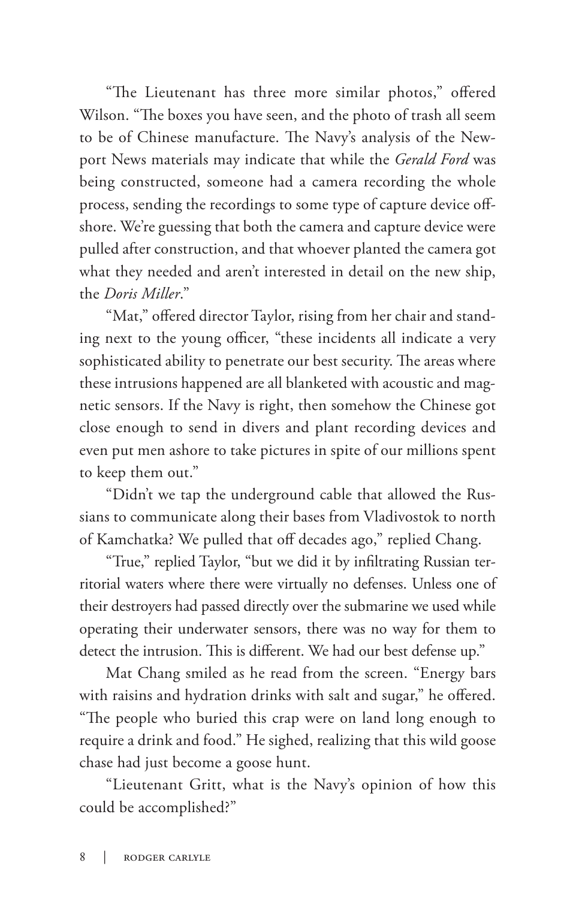"The Lieutenant has three more similar photos," offered Wilson. "The boxes you have seen, and the photo of trash all seem to be of Chinese manufacture. The Navy's analysis of the Newport News materials may indicate that while the *Gerald Ford* was being constructed, someone had a camera recording the whole process, sending the recordings to some type of capture device offshore. We're guessing that both the camera and capture device were pulled after construction, and that whoever planted the camera got what they needed and aren't interested in detail on the new ship, the *Doris Miller*."

"Mat," offered director Taylor, rising from her chair and standing next to the young officer, "these incidents all indicate a very sophisticated ability to penetrate our best security. The areas where these intrusions happened are all blanketed with acoustic and magnetic sensors. If the Navy is right, then somehow the Chinese got close enough to send in divers and plant recording devices and even put men ashore to take pictures in spite of our millions spent to keep them out."

"Didn't we tap the underground cable that allowed the Russians to communicate along their bases from Vladivostok to north of Kamchatka? We pulled that off decades ago," replied Chang.

"True," replied Taylor, "but we did it by infiltrating Russian territorial waters where there were virtually no defenses. Unless one of their destroyers had passed directly over the submarine we used while operating their underwater sensors, there was no way for them to detect the intrusion. This is different. We had our best defense up."

Mat Chang smiled as he read from the screen. "Energy bars with raisins and hydration drinks with salt and sugar," he offered. "The people who buried this crap were on land long enough to require a drink and food." He sighed, realizing that this wild goose chase had just become a goose hunt.

"Lieutenant Gritt, what is the Navy's opinion of how this could be accomplished?"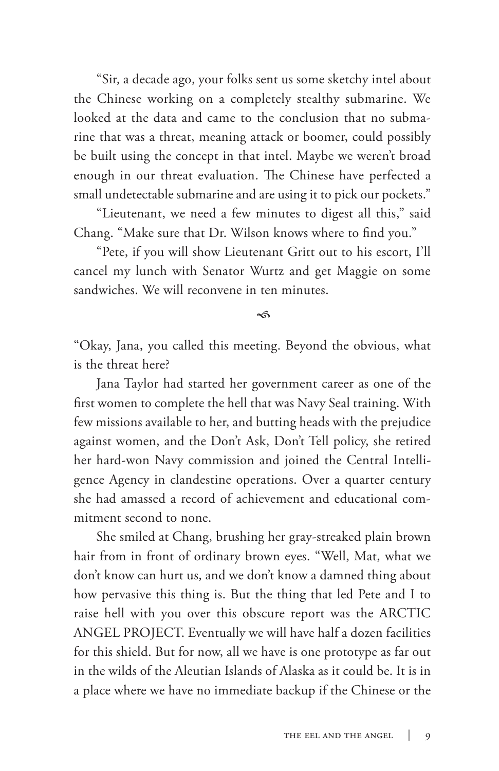"Sir, a decade ago, your folks sent us some sketchy intel about the Chinese working on a completely stealthy submarine. We looked at the data and came to the conclusion that no submarine that was a threat, meaning attack or boomer, could possibly be built using the concept in that intel. Maybe we weren't broad enough in our threat evaluation. The Chinese have perfected a small undetectable submarine and are using it to pick our pockets."

"Lieutenant, we need a few minutes to digest all this," said Chang. "Make sure that Dr. Wilson knows where to find you."

"Pete, if you will show Lieutenant Gritt out to his escort, I'll cancel my lunch with Senator Wurtz and get Maggie on some sandwiches. We will reconvene in ten minutes.

"Okay, Jana, you called this meeting. Beyond the obvious, what is the threat here?

Jana Taylor had started her government career as one of the first women to complete the hell that was Navy Seal training. With few missions available to her, and butting heads with the prejudice against women, and the Don't Ask, Don't Tell policy, she retired her hard-won Navy commission and joined the Central Intelligence Agency in clandestine operations. Over a quarter century she had amassed a record of achievement and educational commitment second to none.

She smiled at Chang, brushing her gray-streaked plain brown hair from in front of ordinary brown eyes. "Well, Mat, what we don't know can hurt us, and we don't know a damned thing about how pervasive this thing is. But the thing that led Pete and I to raise hell with you over this obscure report was the ARCTIC ANGEL PROJECT. Eventually we will have half a dozen facilities for this shield. But for now, all we have is one prototype as far out in the wilds of the Aleutian Islands of Alaska as it could be. It is in a place where we have no immediate backup if the Chinese or the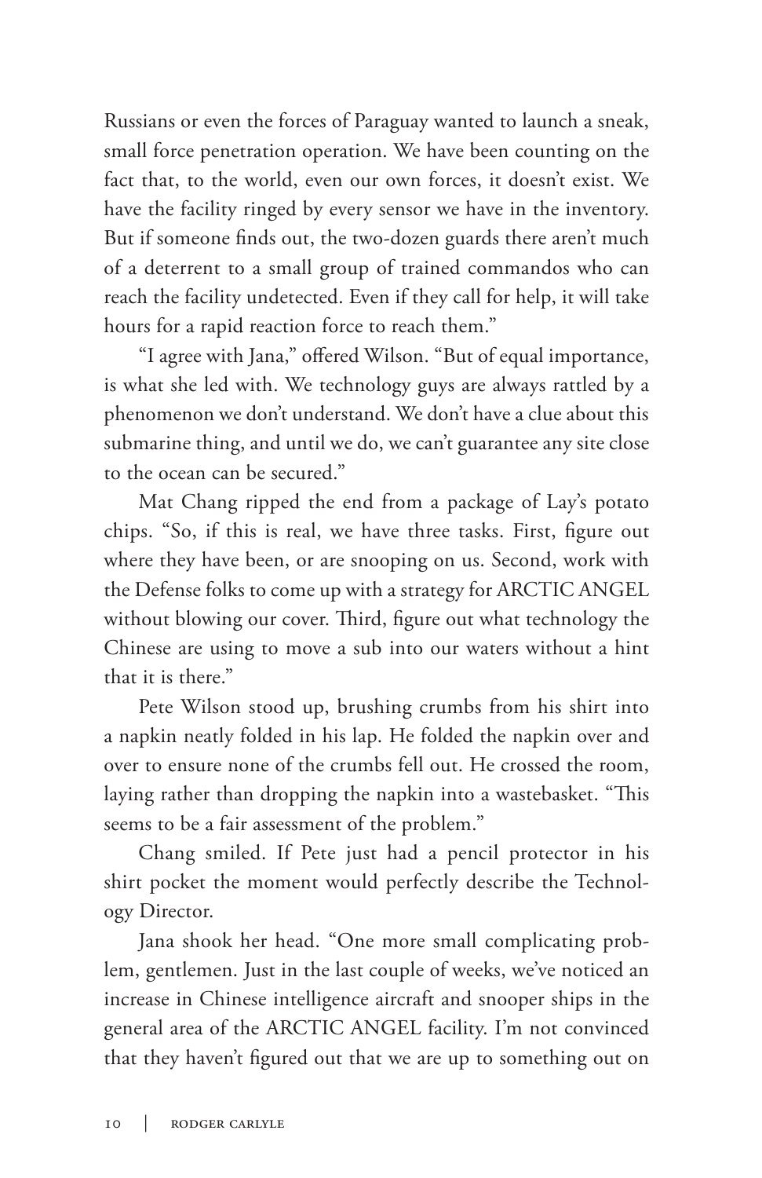Russians or even the forces of Paraguay wanted to launch a sneak, small force penetration operation. We have been counting on the fact that, to the world, even our own forces, it doesn't exist. We have the facility ringed by every sensor we have in the inventory. But if someone finds out, the two-dozen guards there aren't much of a deterrent to a small group of trained commandos who can reach the facility undetected. Even if they call for help, it will take hours for a rapid reaction force to reach them."

"I agree with Jana," offered Wilson. "But of equal importance, is what she led with. We technology guys are always rattled by a phenomenon we don't understand. We don't have a clue about this submarine thing, and until we do, we can't guarantee any site close to the ocean can be secured."

Mat Chang ripped the end from a package of Lay's potato chips. "So, if this is real, we have three tasks. First, figure out where they have been, or are snooping on us. Second, work with the Defense folks to come up with a strategy for ARCTIC ANGEL without blowing our cover. Third, figure out what technology the Chinese are using to move a sub into our waters without a hint that it is there."

Pete Wilson stood up, brushing crumbs from his shirt into a napkin neatly folded in his lap. He folded the napkin over and over to ensure none of the crumbs fell out. He crossed the room, laying rather than dropping the napkin into a wastebasket. "This seems to be a fair assessment of the problem."

Chang smiled. If Pete just had a pencil protector in his shirt pocket the moment would perfectly describe the Technology Director.

Jana shook her head. "One more small complicating problem, gentlemen. Just in the last couple of weeks, we've noticed an increase in Chinese intelligence aircraft and snooper ships in the general area of the ARCTIC ANGEL facility. I'm not convinced that they haven't figured out that we are up to something out on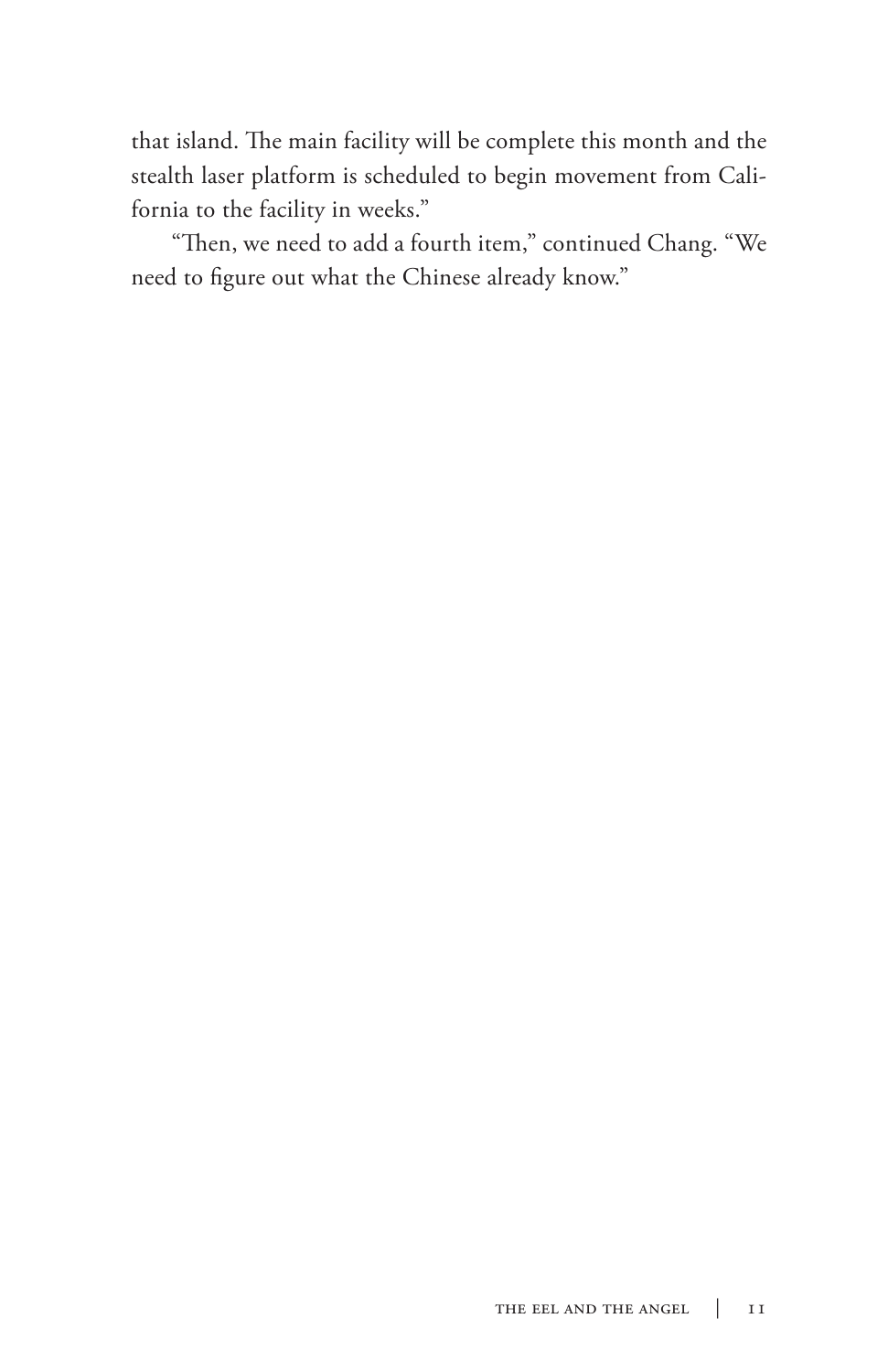that island. The main facility will be complete this month and the stealth laser platform is scheduled to begin movement from California to the facility in weeks."

"Then, we need to add a fourth item," continued Chang. "We need to figure out what the Chinese already know."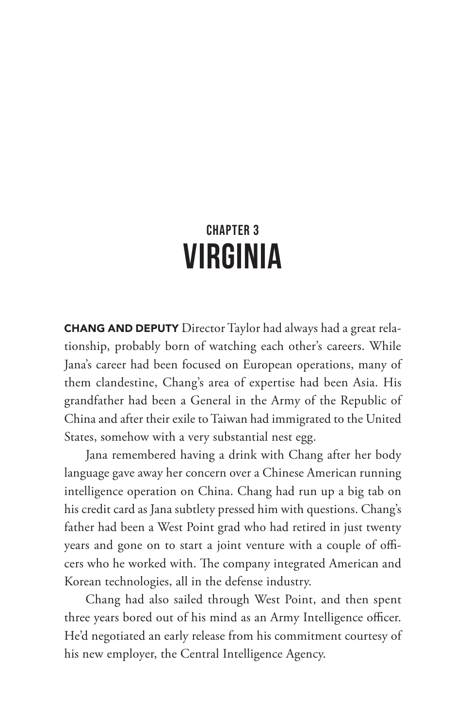## CHAPTER 3

# VIRGINIA

**CHANG AND DEPUTY** Director Taylor had always had a great relationship, probably born of watching each other's careers. While Jana's career had been focused on European operations, many of them clandestine, Chang's area of expertise had been Asia. His grandfather had been a General in the Army of the Republic of China and after their exile to Taiwan had immigrated to the United States, somehow with a very substantial nest egg.

Jana remembered having a drink with Chang after her body language gave away her concern over a Chinese American running intelligence operation on China. Chang had run up a big tab on his credit card as Jana subtlety pressed him with questions. Chang's father had been a West Point grad who had retired in just twenty years and gone on to start a joint venture with a couple of officers who he worked with. The company integrated American and Korean technologies, all in the defense industry.

Chang had also sailed through West Point, and then spent three years bored out of his mind as an Army Intelligence officer. He'd negotiated an early release from his commitment courtesy of his new employer, the Central Intelligence Agency.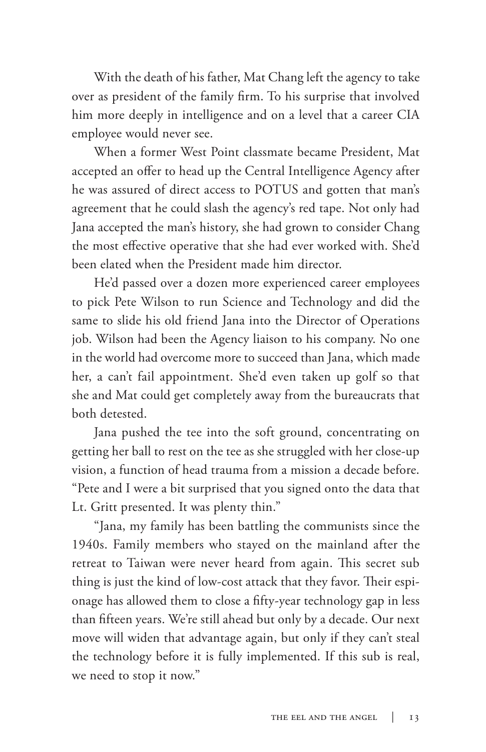With the death of his father, Mat Chang left the agency to take over as president of the family firm. To his surprise that involved him more deeply in intelligence and on a level that a career CIA employee would never see.

When a former West Point classmate became President, Mat accepted an offer to head up the Central Intelligence Agency after he was assured of direct access to POTUS and gotten that man's agreement that he could slash the agency's red tape. Not only had Jana accepted the man's history, she had grown to consider Chang the most effective operative that she had ever worked with. She'd been elated when the President made him director.

He'd passed over a dozen more experienced career employees to pick Pete Wilson to run Science and Technology and did the same to slide his old friend Jana into the Director of Operations job. Wilson had been the Agency liaison to his company. No one in the world had overcome more to succeed than Jana, which made her, a can't fail appointment. She'd even taken up golf so that she and Mat could get completely away from the bureaucrats that both detested.

Jana pushed the tee into the soft ground, concentrating on getting her ball to rest on the tee as she struggled with her close-up vision, a function of head trauma from a mission a decade before. "Pete and I were a bit surprised that you signed onto the data that Lt. Gritt presented. It was plenty thin."

"Jana, my family has been battling the communists since the 1940s. Family members who stayed on the mainland after the retreat to Taiwan were never heard from again. This secret sub thing is just the kind of low-cost attack that they favor. Their espionage has allowed them to close a fifty-year technology gap in less than fifteen years. We're still ahead but only by a decade. Our next move will widen that advantage again, but only if they can't steal the technology before it is fully implemented. If this sub is real, we need to stop it now."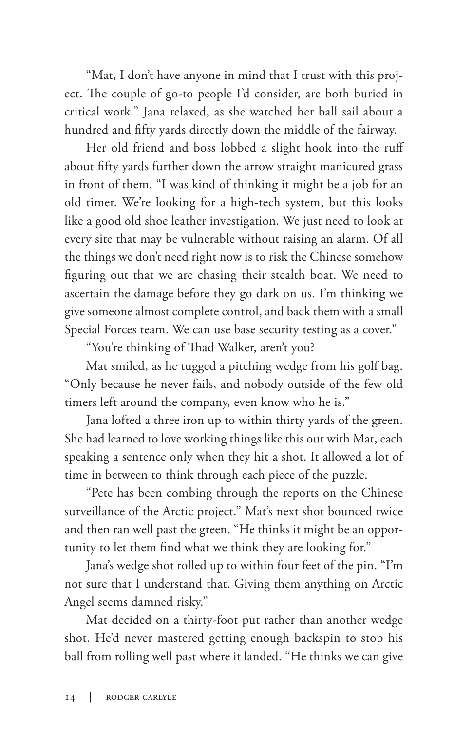"Mat, I don't have anyone in mind that I trust with this project. The couple of go-to people I'd consider, are both buried in critical work." Jana relaxed, as she watched her ball sail about a hundred and fifty yards directly down the middle of the fairway.

Her old friend and boss lobbed a slight hook into the ruff about fifty yards further down the arrow straight manicured grass in front of them. "I was kind of thinking it might be a job for an old timer. We're looking for a high-tech system, but this looks like a good old shoe leather investigation. We just need to look at every site that may be vulnerable without raising an alarm. Of all the things we don't need right now is to risk the Chinese somehow figuring out that we are chasing their stealth boat. We need to ascertain the damage before they go dark on us. I'm thinking we give someone almost complete control, and back them with a small Special Forces team. We can use base security testing as a cover."

"You're thinking of Thad Walker, aren't you?

Mat smiled, as he tugged a pitching wedge from his golf bag. "Only because he never fails, and nobody outside of the few old timers left around the company, even know who he is."

Jana lofted a three iron up to within thirty yards of the green. She had learned to love working things like this out with Mat, each speaking a sentence only when they hit a shot. It allowed a lot of time in between to think through each piece of the puzzle.

"Pete has been combing through the reports on the Chinese surveillance of the Arctic project." Mat's next shot bounced twice and then ran well past the green. "He thinks it might be an opportunity to let them find what we think they are looking for."

Jana's wedge shot rolled up to within four feet of the pin. "I'm not sure that I understand that. Giving them anything on Arctic Angel seems damned risky."

Mat decided on a thirty-foot put rather than another wedge shot. He'd never mastered getting enough backspin to stop his ball from rolling well past where it landed. "He thinks we can give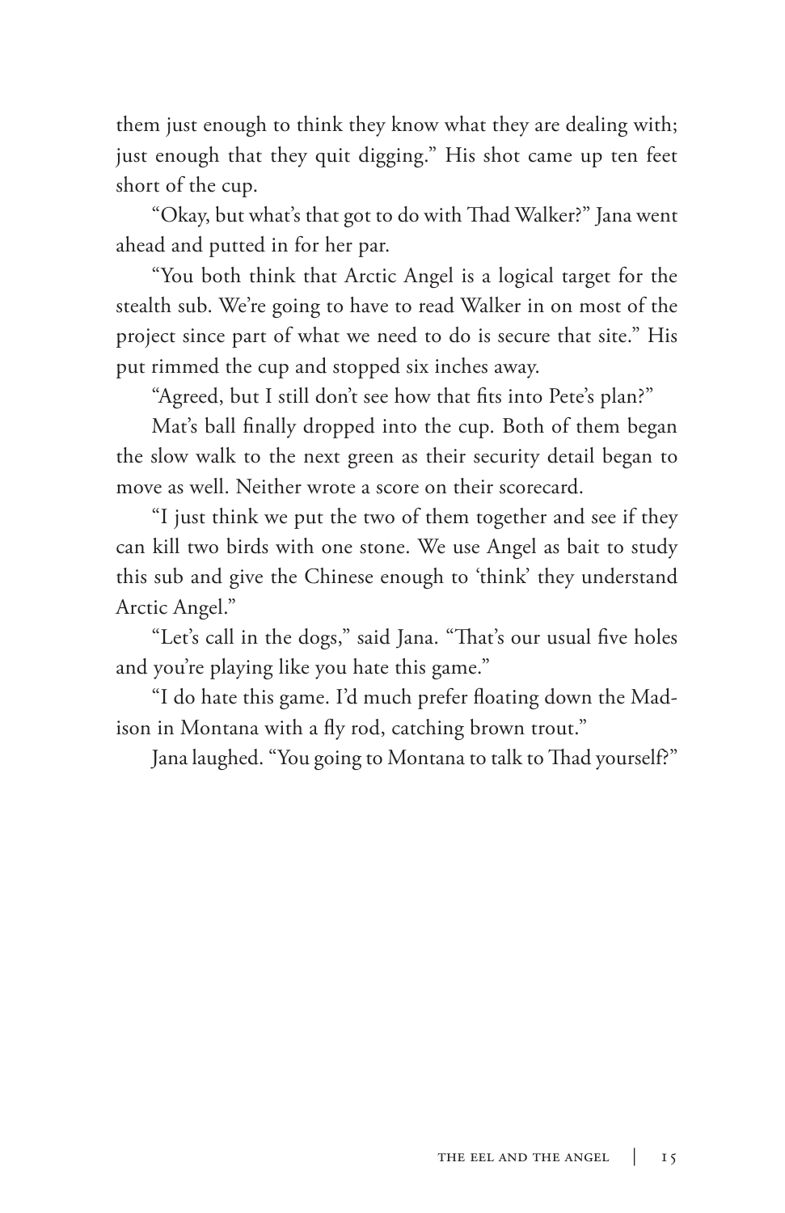them just enough to think they know what they are dealing with; just enough that they quit digging." His shot came up ten feet short of the cup.

"Okay, but what's that got to do with Thad Walker?" Jana went ahead and putted in for her par.

"You both think that Arctic Angel is a logical target for the stealth sub. We're going to have to read Walker in on most of the project since part of what we need to do is secure that site." His put rimmed the cup and stopped six inches away.

"Agreed, but I still don't see how that fits into Pete's plan?"

Mat's ball finally dropped into the cup. Both of them began the slow walk to the next green as their security detail began to move as well. Neither wrote a score on their scorecard.

"I just think we put the two of them together and see if they can kill two birds with one stone. We use Angel as bait to study this sub and give the Chinese enough to 'think' they understand Arctic Angel."

"Let's call in the dogs," said Jana. "That's our usual five holes and you're playing like you hate this game."

"I do hate this game. I'd much prefer floating down the Madison in Montana with a fly rod, catching brown trout."

Jana laughed. "You going to Montana to talk to Thad yourself?"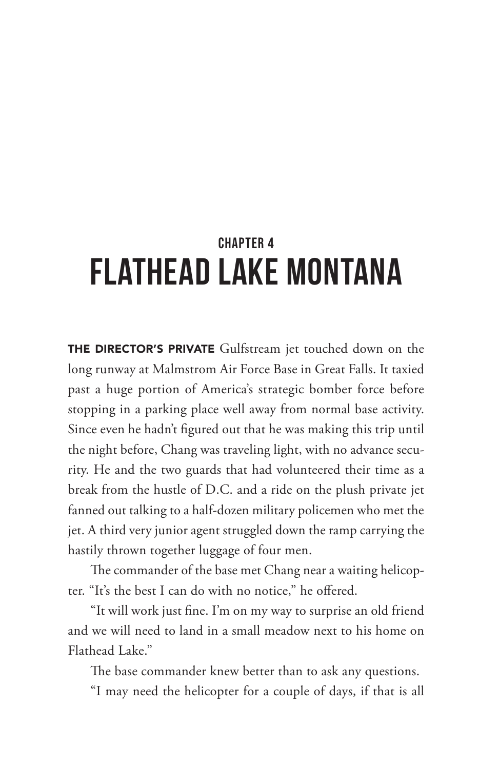## CHAPTER 4

# FLATHEAD LAKE MONTANA

**THE DIRECTOR'S PRIVATE** Gulfstream jet touched down on the long runway at Malmstrom Air Force Base in Great Falls. It taxied past a huge portion of America's strategic bomber force before stopping in a parking place well away from normal base activity. Since even he hadn't figured out that he was making this trip until the night before, Chang was traveling light, with no advance security. He and the two guards that had volunteered their time as a break from the hustle of D.C. and a ride on the plush private jet fanned out talking to a half-dozen military policemen who met the jet. A third very junior agent struggled down the ramp carrying the hastily thrown together luggage of four men.

The commander of the base met Chang near a waiting helicopter. "It's the best I can do with no notice," he offered.

"It will work just fine. I'm on my way to surprise an old friend and we will need to land in a small meadow next to his home on Flathead Lake."

The base commander knew better than to ask any questions.

"I may need the helicopter for a couple of days, if that is all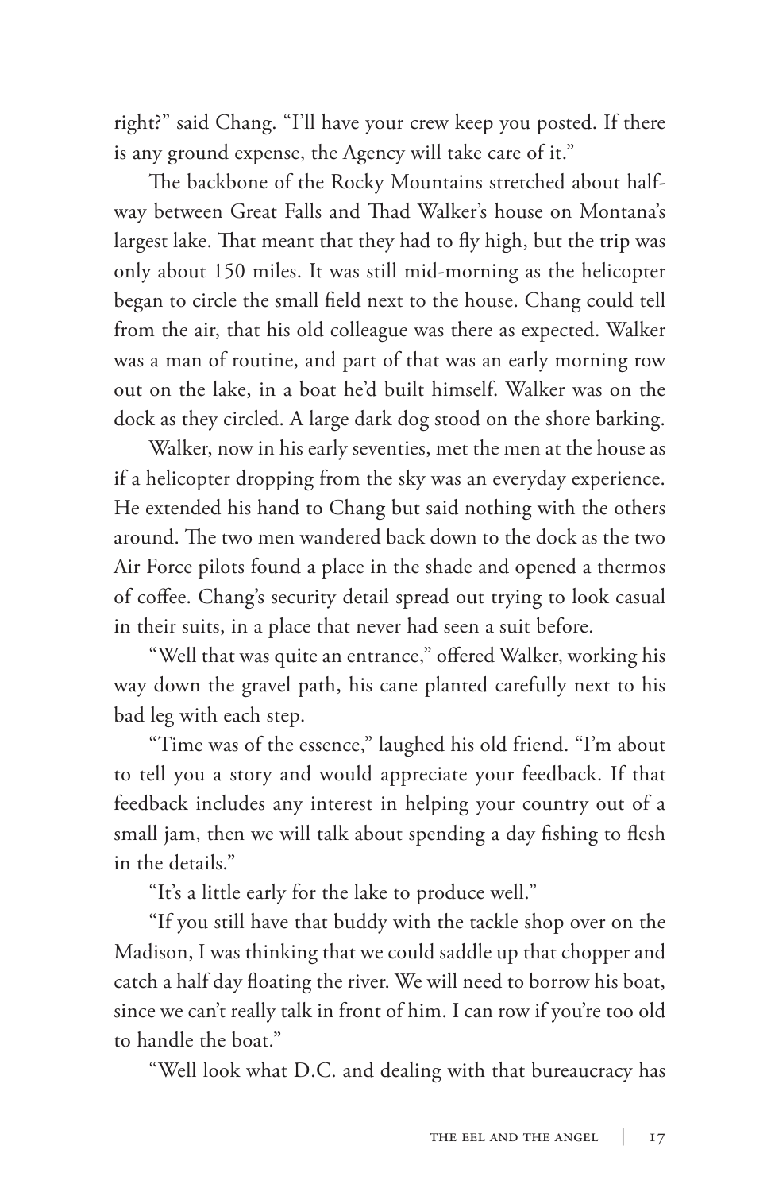right?" said Chang. "I'll have your crew keep you posted. If there is any ground expense, the Agency will take care of it."

The backbone of the Rocky Mountains stretched about halfway between Great Falls and Thad Walker's house on Montana's largest lake. That meant that they had to fly high, but the trip was only about 150 miles. It was still mid-morning as the helicopter began to circle the small field next to the house. Chang could tell from the air, that his old colleague was there as expected. Walker was a man of routine, and part of that was an early morning row out on the lake, in a boat he'd built himself. Walker was on the dock as they circled. A large dark dog stood on the shore barking.

Walker, now in his early seventies, met the men at the house as if a helicopter dropping from the sky was an everyday experience. He extended his hand to Chang but said nothing with the others around. The two men wandered back down to the dock as the two Air Force pilots found a place in the shade and opened a thermos of coffee. Chang's security detail spread out trying to look casual in their suits, in a place that never had seen a suit before.

"Well that was quite an entrance," offered Walker, working his way down the gravel path, his cane planted carefully next to his bad leg with each step.

"Time was of the essence," laughed his old friend. "I'm about to tell you a story and would appreciate your feedback. If that feedback includes any interest in helping your country out of a small jam, then we will talk about spending a day fishing to flesh in the details."

"It's a little early for the lake to produce well."

"If you still have that buddy with the tackle shop over on the Madison, I was thinking that we could saddle up that chopper and catch a half day floating the river. We will need to borrow his boat, since we can't really talk in front of him. I can row if you're too old to handle the boat."

"Well look what D.C. and dealing with that bureaucracy has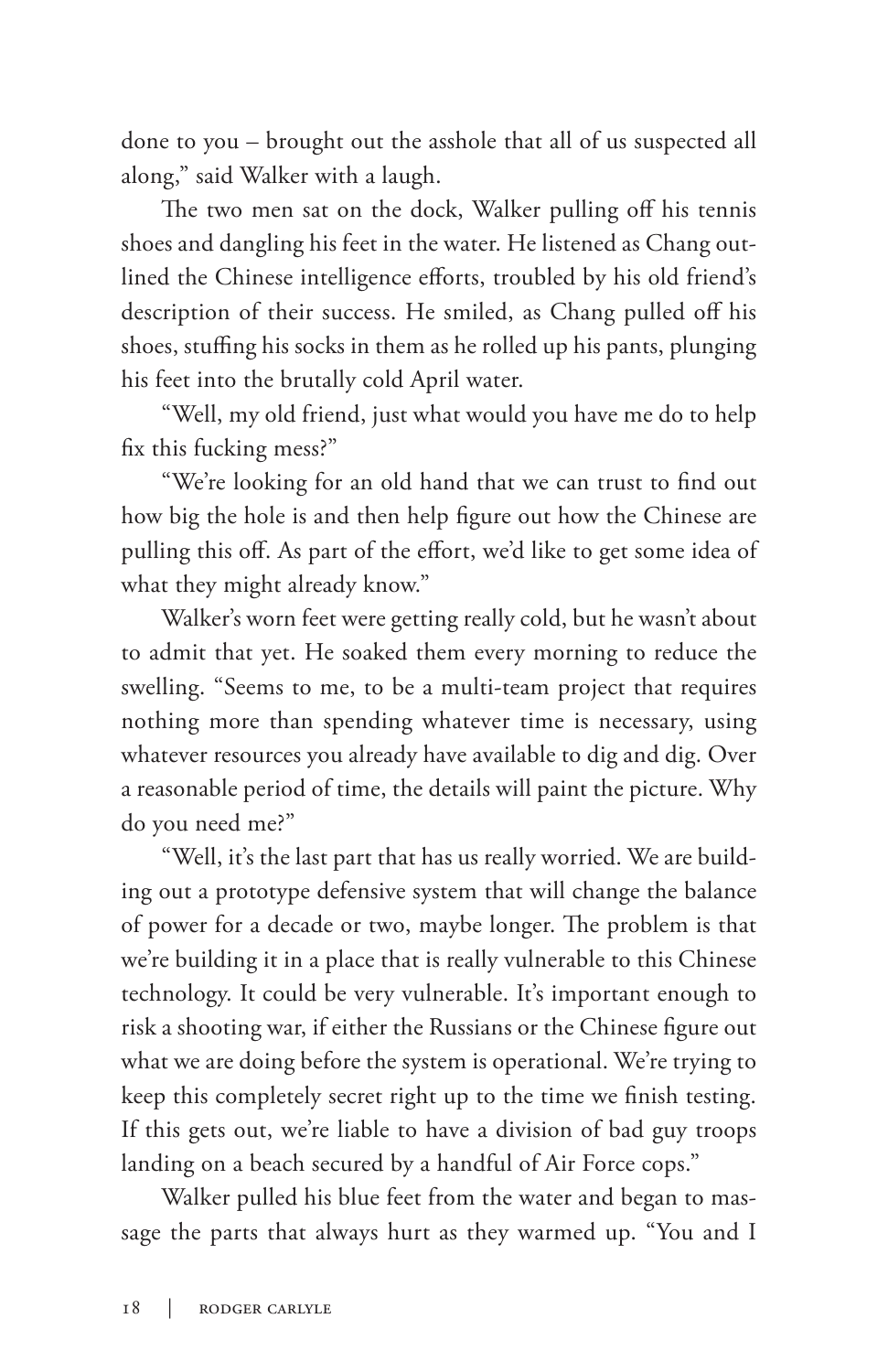done to you – brought out the asshole that all of us suspected all along," said Walker with a laugh.

The two men sat on the dock, Walker pulling off his tennis shoes and dangling his feet in the water. He listened as Chang outlined the Chinese intelligence efforts, troubled by his old friend's description of their success. He smiled, as Chang pulled off his shoes, stuffing his socks in them as he rolled up his pants, plunging his feet into the brutally cold April water.

"Well, my old friend, just what would you have me do to help fix this fucking mess?"

"We're looking for an old hand that we can trust to find out how big the hole is and then help figure out how the Chinese are pulling this off. As part of the effort, we'd like to get some idea of what they might already know."

Walker's worn feet were getting really cold, but he wasn't about to admit that yet. He soaked them every morning to reduce the swelling. "Seems to me, to be a multi-team project that requires nothing more than spending whatever time is necessary, using whatever resources you already have available to dig and dig. Over a reasonable period of time, the details will paint the picture. Why do you need me?"

"Well, it's the last part that has us really worried. We are building out a prototype defensive system that will change the balance of power for a decade or two, maybe longer. The problem is that we're building it in a place that is really vulnerable to this Chinese technology. It could be very vulnerable. It's important enough to risk a shooting war, if either the Russians or the Chinese figure out what we are doing before the system is operational. We're trying to keep this completely secret right up to the time we finish testing. If this gets out, we're liable to have a division of bad guy troops landing on a beach secured by a handful of Air Force cops."

Walker pulled his blue feet from the water and began to massage the parts that always hurt as they warmed up. "You and I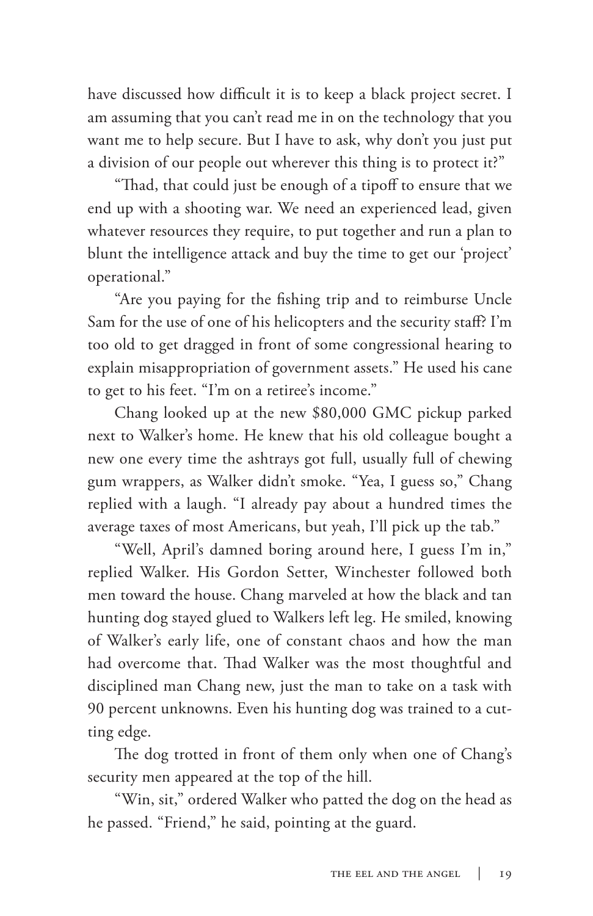have discussed how difficult it is to keep a black project secret. I am assuming that you can't read me in on the technology that you want me to help secure. But I have to ask, why don't you just put a division of our people out wherever this thing is to protect it?"

"Thad, that could just be enough of a tipoff to ensure that we end up with a shooting war. We need an experienced lead, given whatever resources they require, to put together and run a plan to blunt the intelligence attack and buy the time to get our 'project' operational."

"Are you paying for the fishing trip and to reimburse Uncle Sam for the use of one of his helicopters and the security staff? I'm too old to get dragged in front of some congressional hearing to explain misappropriation of government assets." He used his cane to get to his feet. "I'm on a retiree's income."

Chang looked up at the new $80,000 GMC pickup parked next to Walker's home. He knew that his old colleague bought a new one every time the ashtrays got full, usually full of chewing gum wrappers, as Walker didn't smoke. "Yea, I guess so," Chang replied with a laugh. "I already pay about a hundred times the average taxes of most Americans, but yeah, I'll pick up the tab."

"Well, April's damned boring around here, I guess I'm in," replied Walker. His Gordon Setter, Winchester followed both men toward the house. Chang marveled at how the black and tan hunting dog stayed glued to Walkers left leg. He smiled, knowing of Walker's early life, one of constant chaos and how the man had overcome that. Thad Walker was the most thoughtful and disciplined man Chang new, just the man to take on a task with 90 percent unknowns. Even his hunting dog was trained to a cutting edge.

The dog trotted in front of them only when one of Chang's security men appeared at the top of the hill.

"Win, sit," ordered Walker who patted the dog on the head as he passed. "Friend," he said, pointing at the guard.